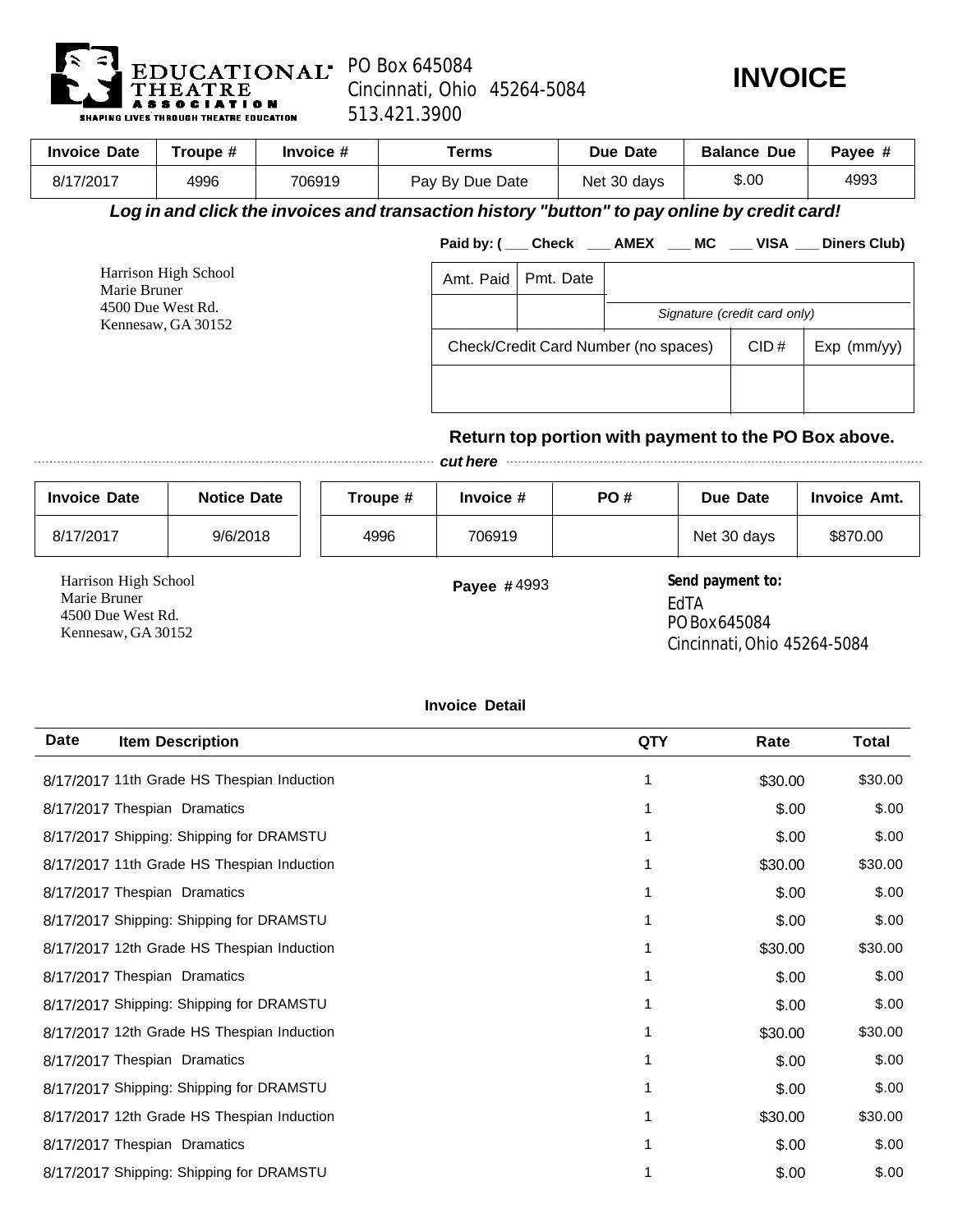EDUCATIONAL THEATRE ASSOCIATION

SHAPING LIVES THROUGH THEATRE EDUCATION

PO Box 645084
Cincinnati, Ohio 45264-5084
513.421.3900

# INVOICE

| Invoice Date | Troupe # | Invoice # | Terms | Due Date | Balance Due | Payee # |
|---|---|---|---|---|---|---|
| 8/17/2017 | 4996 | 706919 | Pay By Due Date | Net 30 days | $.00 | 4993 |

***Log in and click the invoices and transaction history "button" to pay online by credit card!***

**Paid by: ( ___ Check ___ AMEX ___ MC ___ VISA ___ Diners Club)**

Harrison High School
Marie Bruner
4500 Due West Rd.
Kennesaw, GA 30152

| Amt. Paid | Pmt. Date | |
|---|---|---|
| | | *Signature (credit card only)* |

| Check/Credit Card Number (no spaces) | CID # | Exp (mm/yy) |
|---|---|---|
| | | |

**Return top portion with payment to the PO Box above.**

***cut here***

| Invoice Date | Notice Date | Troupe # | Invoice # | PO # | Due Date | Invoice Amt. |
|---|---|---|---|---|---|---|
| 8/17/2017 | 9/6/2018 | 4996 | 706919 | | Net 30 days | $870.00 |

Harrison High School
Marie Bruner
4500 Due West Rd.
Kennesaw, GA 30152

**Payee #** 4993

**Send payment to:**
EdTA
PO Box 645084
Cincinnati, Ohio 45264-5084

**Invoice Detail**

| Date | Item Description | QTY | Rate | Total |
|---|---|---|---|---|
| 8/17/2017 | 11th Grade HS Thespian Induction | 1 | $30.00 | $30.00 |
| 8/17/2017 | Thespian Dramatics | 1 | $.00 | $.00 |
| 8/17/2017 | Shipping: Shipping for DRAMSTU | 1 | $.00 | $.00 |
| 8/17/2017 | 11th Grade HS Thespian Induction | 1 | $30.00 | $30.00 |
| 8/17/2017 | Thespian Dramatics | 1 | $.00 | $.00 |
| 8/17/2017 | Shipping: Shipping for DRAMSTU | 1 | $.00 | $.00 |
| 8/17/2017 | 12th Grade HS Thespian Induction | 1 | $30.00 | $30.00 |
| 8/17/2017 | Thespian Dramatics | 1 | $.00 | $.00 |
| 8/17/2017 | Shipping: Shipping for DRAMSTU | 1 | $.00 | $.00 |
| 8/17/2017 | 12th Grade HS Thespian Induction | 1 | $30.00 | $30.00 |
| 8/17/2017 | Thespian Dramatics | 1 | $.00 | $.00 |
| 8/17/2017 | Shipping: Shipping for DRAMSTU | 1 | $.00 | $.00 |
| 8/17/2017 | 12th Grade HS Thespian Induction | 1 | $30.00 | $30.00 |
| 8/17/2017 | Thespian Dramatics | 1 | $.00 | $.00 |
| 8/17/2017 | Shipping: Shipping for DRAMSTU | 1 | $.00 | $.00 |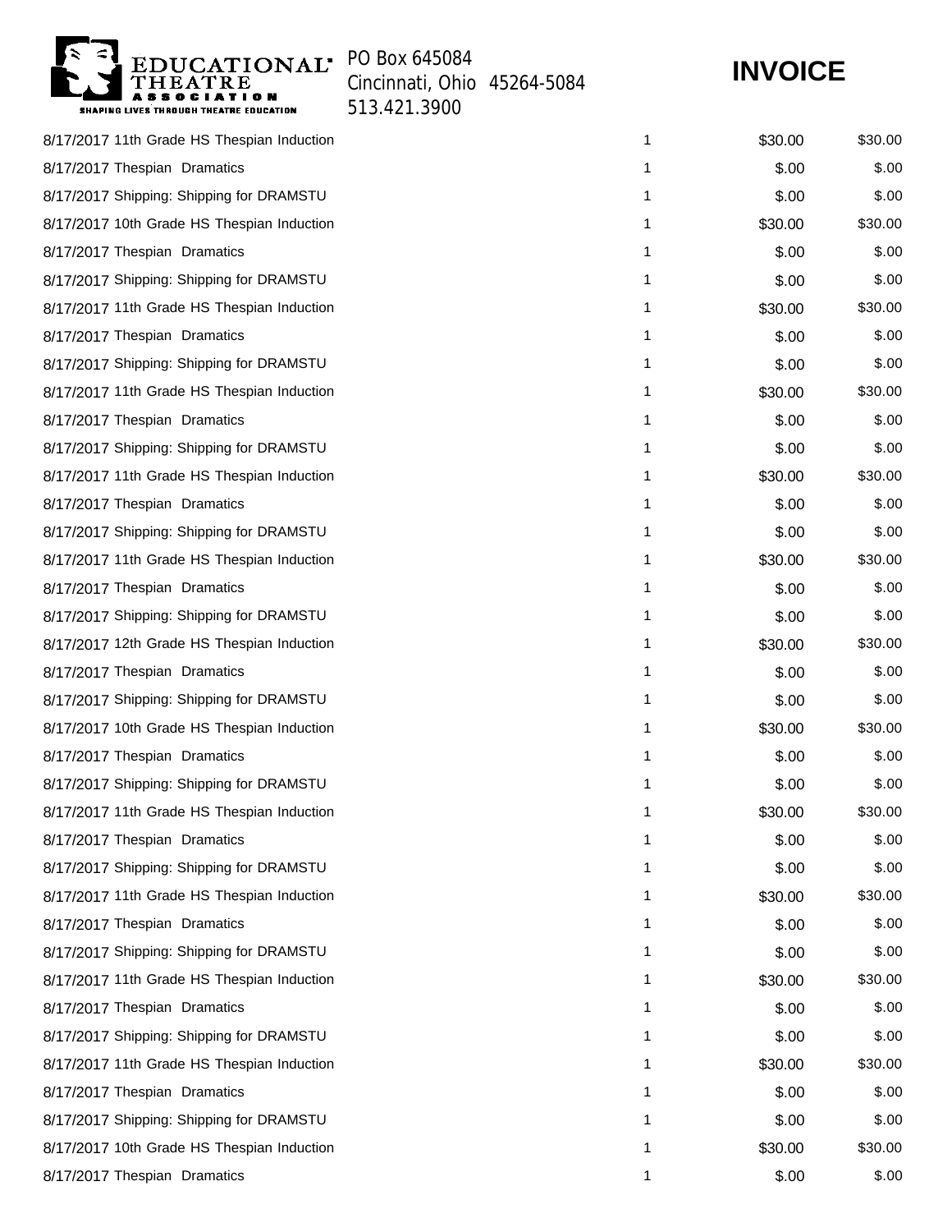EDUCATIONAL THEATRE ASSOCIATION
SHAPING LIVES THROUGH THEATRE EDUCATION

PO Box 645084
Cincinnati, Ohio 45264-5084
513.421.3900

# INVOICE

| | | | |
|---|---|---|---|
| 8/17/2017 11th Grade HS Thespian Induction | 1 | $30.00 | $30.00 |
| 8/17/2017 Thespian Dramatics | 1 | $.00 | $.00 |
| 8/17/2017 Shipping: Shipping for DRAMSTU | 1 | $.00 | $.00 |
| 8/17/2017 10th Grade HS Thespian Induction | 1 | $30.00 | $30.00 |
| 8/17/2017 Thespian Dramatics | 1 | $.00 | $.00 |
| 8/17/2017 Shipping: Shipping for DRAMSTU | 1 | $.00 | $.00 |
| 8/17/2017 11th Grade HS Thespian Induction | 1 | $30.00 | $30.00 |
| 8/17/2017 Thespian Dramatics | 1 | $.00 | $.00 |
| 8/17/2017 Shipping: Shipping for DRAMSTU | 1 | $.00 | $.00 |
| 8/17/2017 11th Grade HS Thespian Induction | 1 | $30.00 | $30.00 |
| 8/17/2017 Thespian Dramatics | 1 | $.00 | $.00 |
| 8/17/2017 Shipping: Shipping for DRAMSTU | 1 | $.00 | $.00 |
| 8/17/2017 11th Grade HS Thespian Induction | 1 | $30.00 | $30.00 |
| 8/17/2017 Thespian Dramatics | 1 | $.00 | $.00 |
| 8/17/2017 Shipping: Shipping for DRAMSTU | 1 | $.00 | $.00 |
| 8/17/2017 11th Grade HS Thespian Induction | 1 | $30.00 | $30.00 |
| 8/17/2017 Thespian Dramatics | 1 | $.00 | $.00 |
| 8/17/2017 Shipping: Shipping for DRAMSTU | 1 | $.00 | $.00 |
| 8/17/2017 12th Grade HS Thespian Induction | 1 | $30.00 | $30.00 |
| 8/17/2017 Thespian Dramatics | 1 | $.00 | $.00 |
| 8/17/2017 Shipping: Shipping for DRAMSTU | 1 | $.00 | $.00 |
| 8/17/2017 10th Grade HS Thespian Induction | 1 | $30.00 | $30.00 |
| 8/17/2017 Thespian Dramatics | 1 | $.00 | $.00 |
| 8/17/2017 Shipping: Shipping for DRAMSTU | 1 | $.00 | $.00 |
| 8/17/2017 11th Grade HS Thespian Induction | 1 | $30.00 | $30.00 |
| 8/17/2017 Thespian Dramatics | 1 | $.00 | $.00 |
| 8/17/2017 Shipping: Shipping for DRAMSTU | 1 | $.00 | $.00 |
| 8/17/2017 11th Grade HS Thespian Induction | 1 | $30.00 | $30.00 |
| 8/17/2017 Thespian Dramatics | 1 | $.00 | $.00 |
| 8/17/2017 Shipping: Shipping for DRAMSTU | 1 | $.00 | $.00 |
| 8/17/2017 11th Grade HS Thespian Induction | 1 | $30.00 | $30.00 |
| 8/17/2017 Thespian Dramatics | 1 | $.00 | $.00 |
| 8/17/2017 Shipping: Shipping for DRAMSTU | 1 | $.00 | $.00 |
| 8/17/2017 11th Grade HS Thespian Induction | 1 | $30.00 | $30.00 |
| 8/17/2017 Thespian Dramatics | 1 | $.00 | $.00 |
| 8/17/2017 Shipping: Shipping for DRAMSTU | 1 | $.00 | $.00 |
| 8/17/2017 10th Grade HS Thespian Induction | 1 | $30.00 | $30.00 |
| 8/17/2017 Thespian Dramatics | 1 | $.00 | $.00 |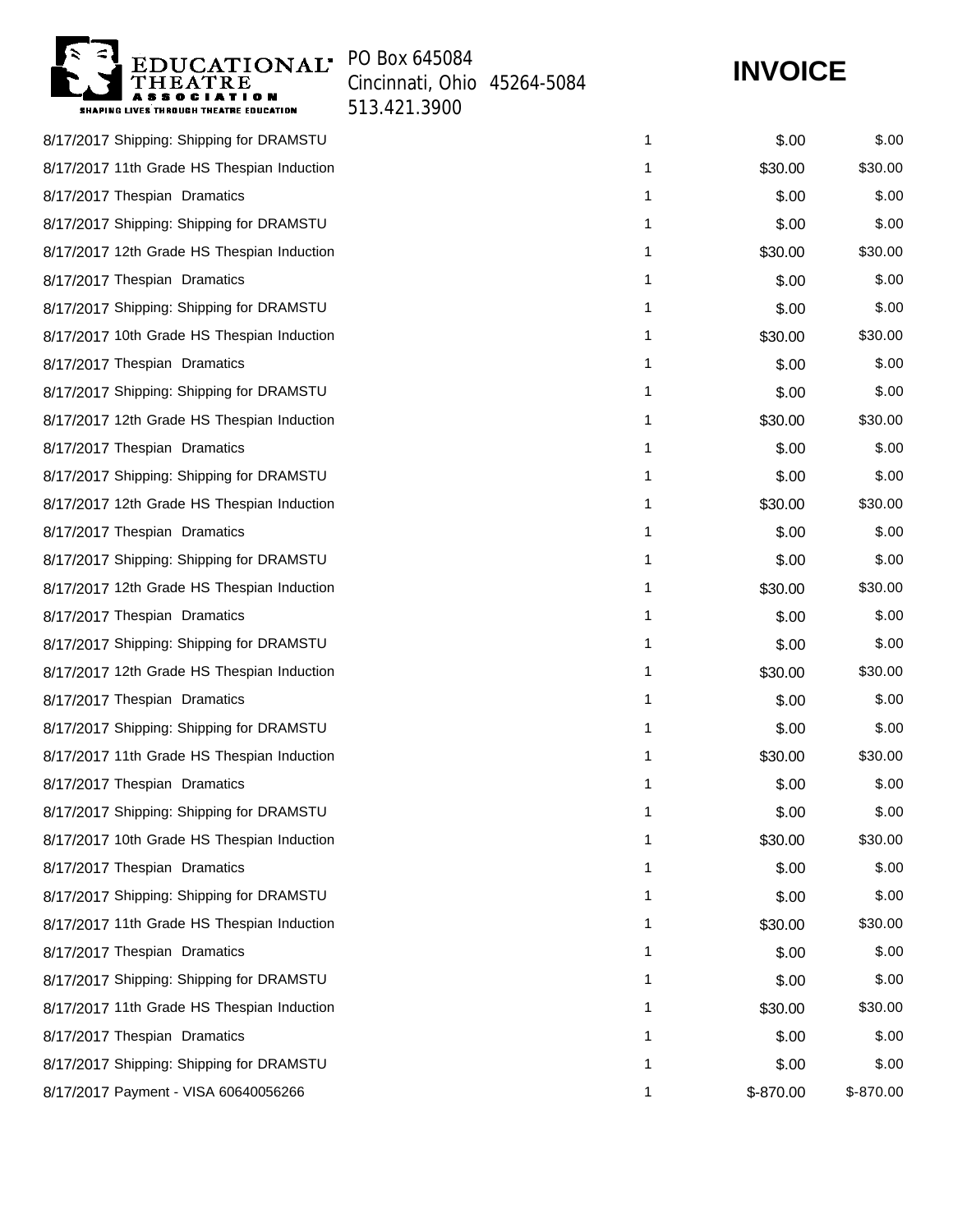EDUCATIONAL THEATRE ASSOCIATION
SHAPING LIVES THROUGH THEATRE EDUCATION

PO Box 645084
Cincinnati, Ohio 45264-5084
513.421.3900

# INVOICE

| | | | |
|---|---|---|---|
| 8/17/2017 Shipping: Shipping for DRAMSTU | 1 | $.00 | $.00 |
| 8/17/2017 11th Grade HS Thespian Induction | 1 | $30.00 | $30.00 |
| 8/17/2017 Thespian Dramatics | 1 | $.00 | $.00 |
| 8/17/2017 Shipping: Shipping for DRAMSTU | 1 | $.00 | $.00 |
| 8/17/2017 12th Grade HS Thespian Induction | 1 | $30.00 | $30.00 |
| 8/17/2017 Thespian Dramatics | 1 | $.00 | $.00 |
| 8/17/2017 Shipping: Shipping for DRAMSTU | 1 | $.00 | $.00 |
| 8/17/2017 10th Grade HS Thespian Induction | 1 | $30.00 | $30.00 |
| 8/17/2017 Thespian Dramatics | 1 | $.00 | $.00 |
| 8/17/2017 Shipping: Shipping for DRAMSTU | 1 | $.00 | $.00 |
| 8/17/2017 12th Grade HS Thespian Induction | 1 | $30.00 | $30.00 |
| 8/17/2017 Thespian Dramatics | 1 | $.00 | $.00 |
| 8/17/2017 Shipping: Shipping for DRAMSTU | 1 | $.00 | $.00 |
| 8/17/2017 12th Grade HS Thespian Induction | 1 | $30.00 | $30.00 |
| 8/17/2017 Thespian Dramatics | 1 | $.00 | $.00 |
| 8/17/2017 Shipping: Shipping for DRAMSTU | 1 | $.00 | $.00 |
| 8/17/2017 12th Grade HS Thespian Induction | 1 | $30.00 | $30.00 |
| 8/17/2017 Thespian Dramatics | 1 | $.00 | $.00 |
| 8/17/2017 Shipping: Shipping for DRAMSTU | 1 | $.00 | $.00 |
| 8/17/2017 12th Grade HS Thespian Induction | 1 | $30.00 | $30.00 |
| 8/17/2017 Thespian Dramatics | 1 | $.00 | $.00 |
| 8/17/2017 Shipping: Shipping for DRAMSTU | 1 | $.00 | $.00 |
| 8/17/2017 11th Grade HS Thespian Induction | 1 | $30.00 | $30.00 |
| 8/17/2017 Thespian Dramatics | 1 | $.00 | $.00 |
| 8/17/2017 Shipping: Shipping for DRAMSTU | 1 | $.00 | $.00 |
| 8/17/2017 10th Grade HS Thespian Induction | 1 | $30.00 | $30.00 |
| 8/17/2017 Thespian Dramatics | 1 | $.00 | $.00 |
| 8/17/2017 Shipping: Shipping for DRAMSTU | 1 | $.00 | $.00 |
| 8/17/2017 11th Grade HS Thespian Induction | 1 | $30.00 | $30.00 |
| 8/17/2017 Thespian Dramatics | 1 | $.00 | $.00 |
| 8/17/2017 Shipping: Shipping for DRAMSTU | 1 | $.00 | $.00 |
| 8/17/2017 11th Grade HS Thespian Induction | 1 | $30.00 | $30.00 |
| 8/17/2017 Thespian Dramatics | 1 | $.00 | $.00 |
| 8/17/2017 Shipping: Shipping for DRAMSTU | 1 | $.00 | $.00 |
| 8/17/2017 Payment - VISA 60640056266 | 1 | $-870.00 | $-870.00 |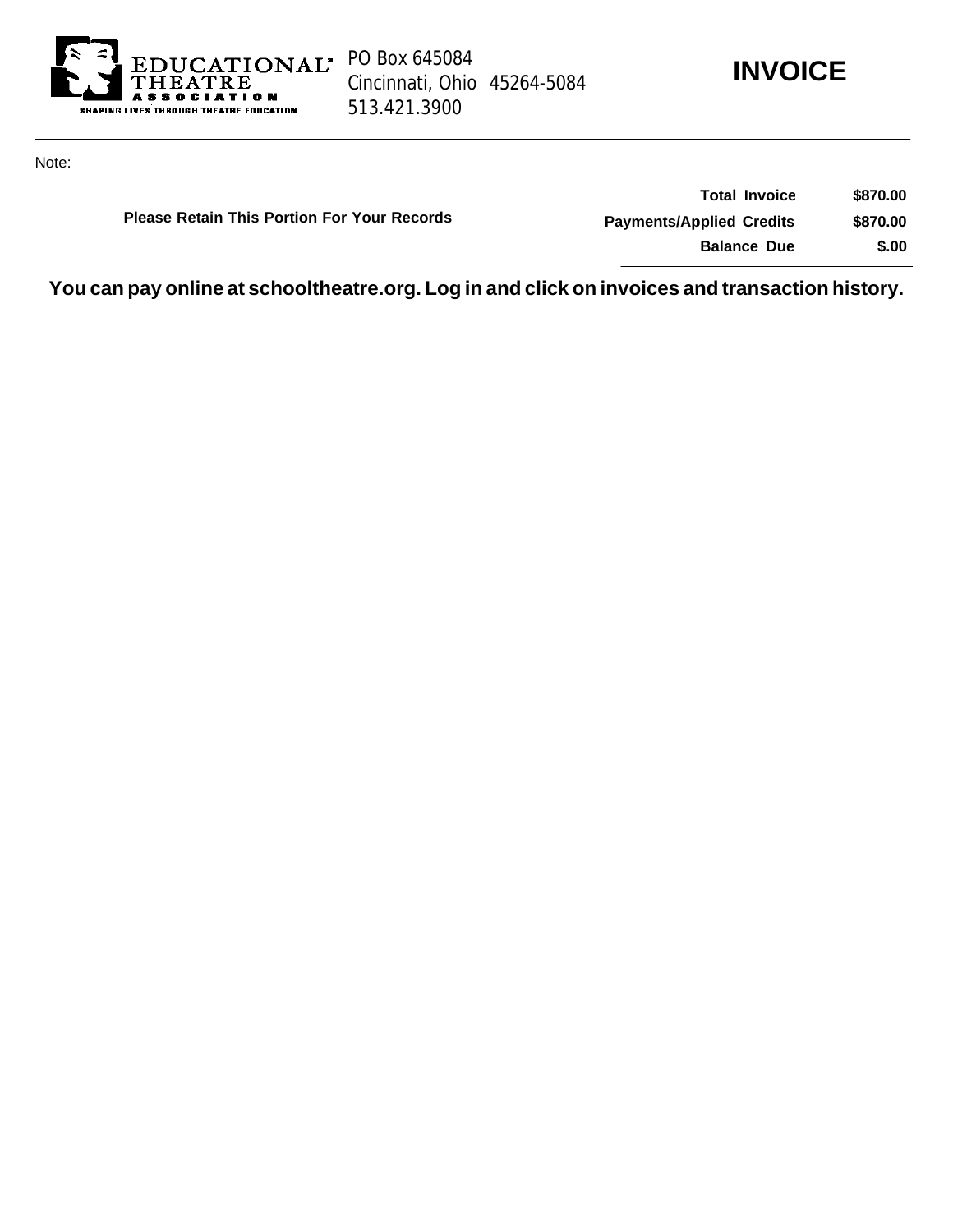EDUCATIONAL THEATRE ASSOCIATION
SHAPING LIVES THROUGH THEATRE EDUCATION

PO Box 645084
Cincinnati, Ohio 45264-5084
513.421.3900

# INVOICE

Note:

**Please Retain This Portion For Your Records**

| | |
|---|---|
| **Total Invoice** | **$870.00** |
| **Payments/Applied Credits** | **$870.00** |
| **Balance Due** | **$.00** |

**You can pay online at schooltheatre.org. Log in and click on invoices and transaction history.**